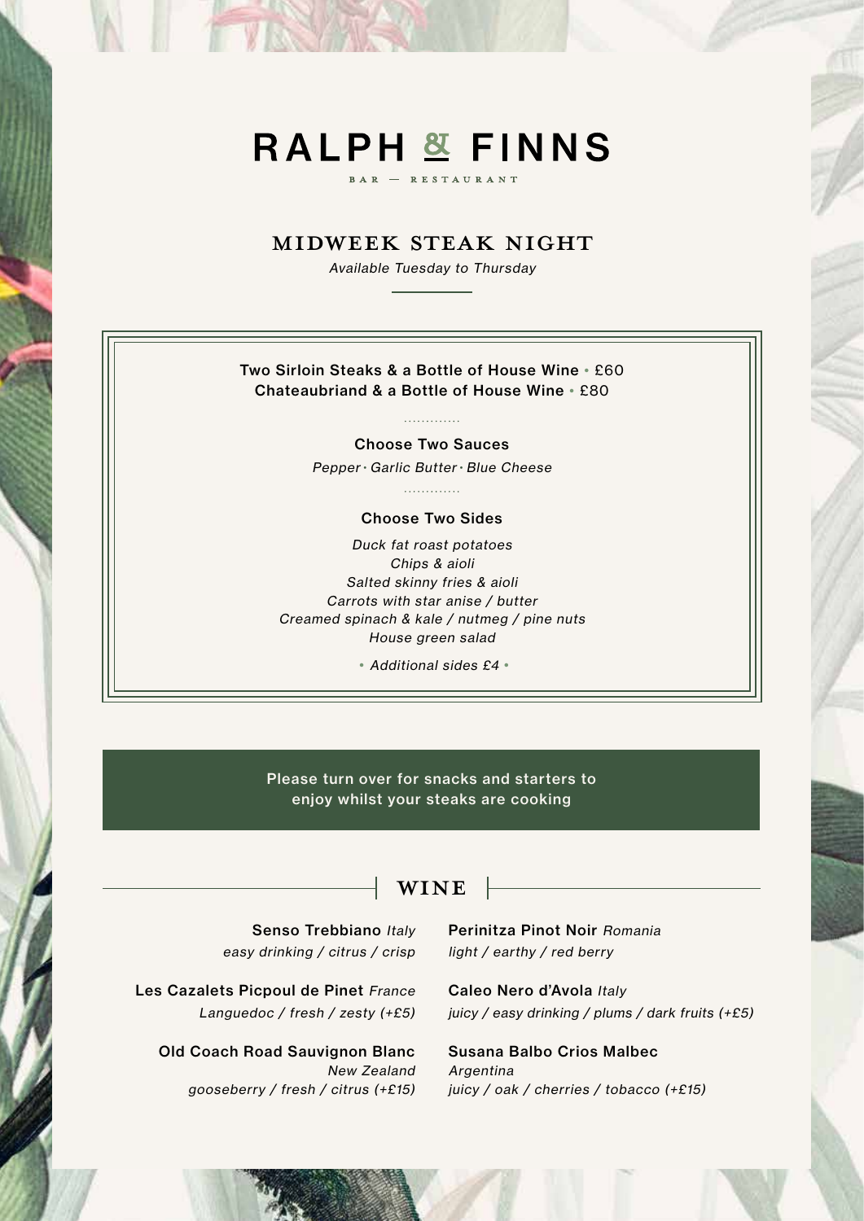# RALPH & FINNS

BAR — RESTAURANT

## MIDWEEK STEAK NIGHT

*Available Tuesday to Thursday*

**Two Sirloin Steaks & a Bottle of House Wine** • £60
**Chateaubriand & a Bottle of House Wine** • £80

### Choose Two Sauces

*Pepper • Garlic Butter • Blue Cheese*

### Choose Two Sides

*Duck fat roast potatoes*
*Chips & aioli*
*Salted skinny fries & aioli*
*Carrots with star anise / butter*
*Creamed spinach & kale / nutmeg / pine nuts*
*House green salad*

• *Additional sides £4* •

Please turn over for snacks and starters to enjoy whilst your steaks are cooking

## WINE

**Senso Trebbiano** *Italy*
*easy drinking / citrus / crisp*

**Les Cazalets Picpoul de Pinet** *France*
*Languedoc / fresh / zesty (+£5)*

**Old Coach Road Sauvignon Blanc** *New Zealand*
*gooseberry / fresh / citrus (+£15)*

**Perinitza Pinot Noir** *Romania*
*light / earthy / red berry*

**Caleo Nero d'Avola** *Italy*
*juicy / easy drinking / plums / dark fruits (+£5)*

**Susana Balbo Crios Malbec** *Argentina*
*juicy / oak / cherries / tobacco (+£15)*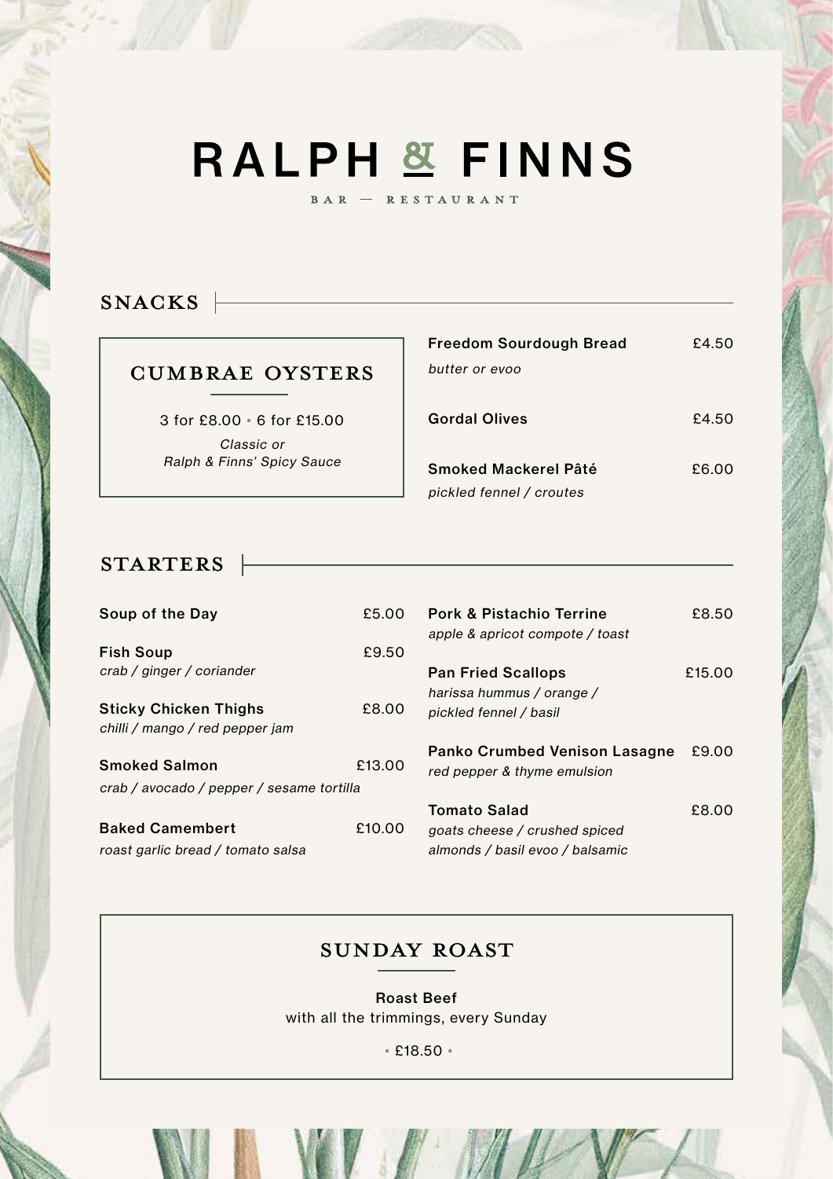# RALPH & FINNS

BAR — RESTAURANT

## SNACKS

### CUMBRAE OYSTERS

3 for £8.00 • 6 for £15.00

*Classic or*
*Ralph & Finns' Spicy Sauce*

**Freedom Sourdough Bread** £4.50
*butter or evoo*

**Gordal Olives** £4.50

**Smoked Mackerel Pâté** £6.00
*pickled fennel / croutes*

## STARTERS

**Soup of the Day** £5.00

**Fish Soup** £9.50
*crab / ginger / coriander*

**Sticky Chicken Thighs** £8.00
*chilli / mango / red pepper jam*

**Smoked Salmon** £13.00
*crab / avocado / pepper / sesame tortilla*

**Baked Camembert** £10.00
*roast garlic bread / tomato salsa*

**Pork & Pistachio Terrine** £8.50
*apple & apricot compote / toast*

**Pan Fried Scallops** £15.00
*harissa hummus / orange / pickled fennel / basil*

**Panko Crumbed Venison Lasagne** £9.00
*red pepper & thyme emulsion*

**Tomato Salad** £8.00
*goats cheese / crushed spiced almonds / basil evoo / balsamic*

## SUNDAY ROAST

**Roast Beef**
with all the trimmings, every Sunday

• £18.50 •